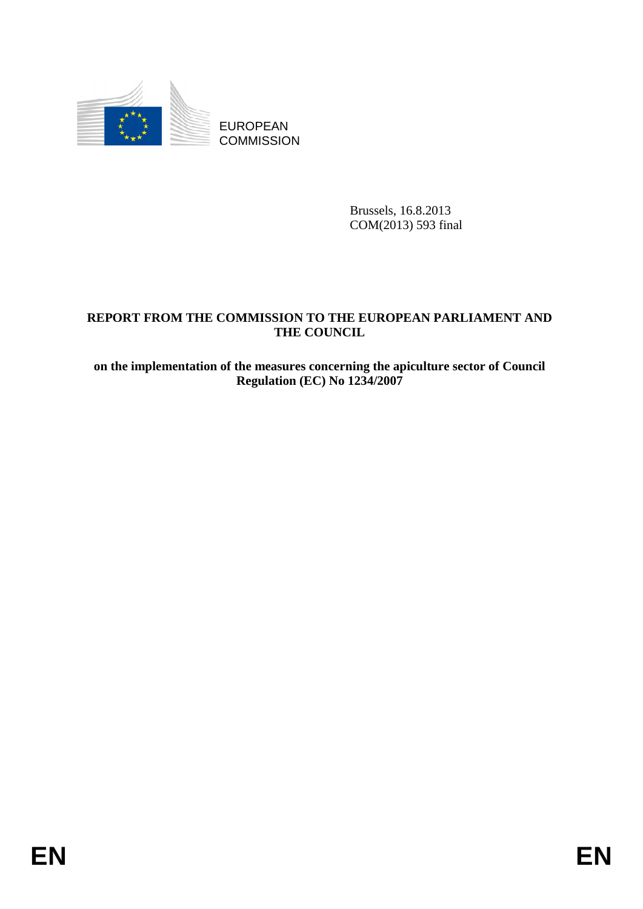EUROPEAN COMMISSION

Brussels, 16.8.2013
COM(2013) 593 final

**REPORT FROM THE COMMISSION TO THE EUROPEAN PARLIAMENT AND THE COUNCIL**

**on the implementation of the measures concerning the apiculture sector of Council Regulation (EC) No 1234/2007**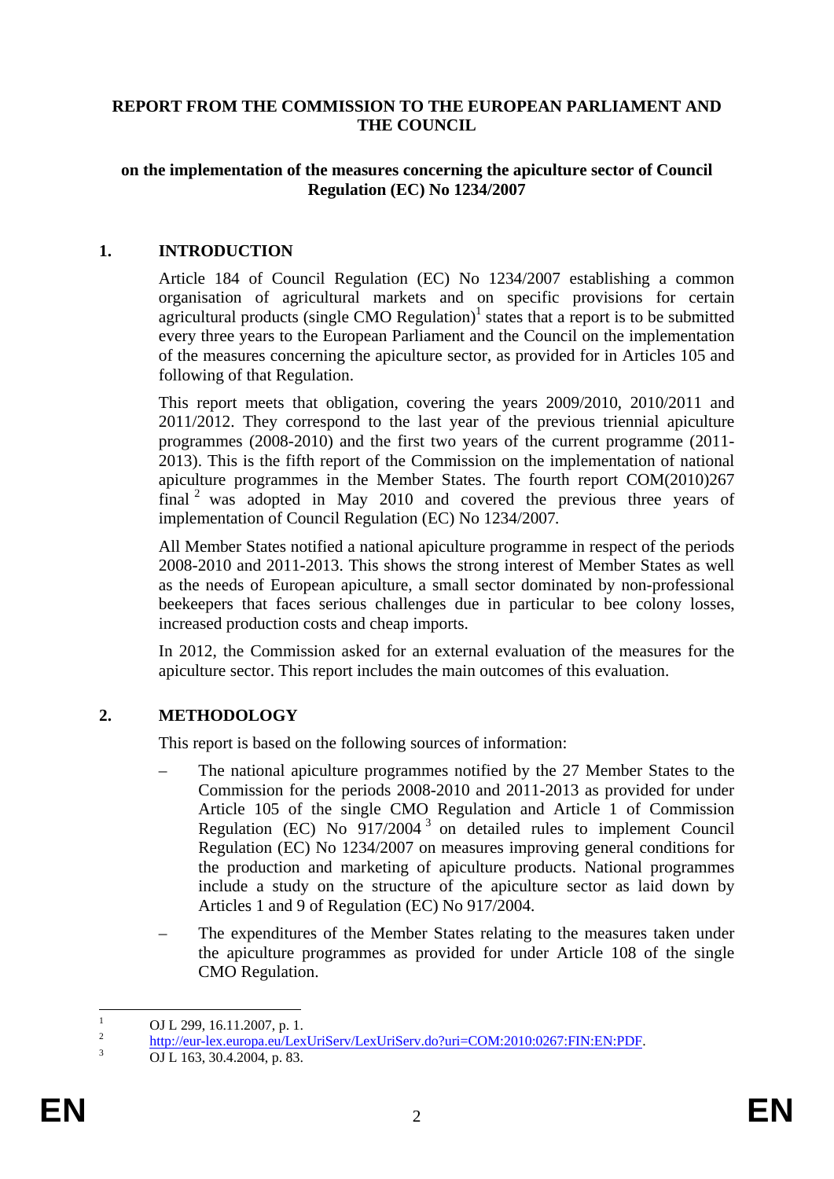**REPORT FROM THE COMMISSION TO THE EUROPEAN PARLIAMENT AND THE COUNCIL**

**on the implementation of the measures concerning the apiculture sector of Council Regulation (EC) No 1234/2007**

## 1. INTRODUCTION

Article 184 of Council Regulation (EC) No 1234/2007 establishing a common organisation of agricultural markets and on specific provisions for certain agricultural products (single CMO Regulation)[1] states that a report is to be submitted every three years to the European Parliament and the Council on the implementation of the measures concerning the apiculture sector, as provided for in Articles 105 and following of that Regulation.

This report meets that obligation, covering the years 2009/2010, 2010/2011 and 2011/2012. They correspond to the last year of the previous triennial apiculture programmes (2008-2010) and the first two years of the current programme (2011-2013). This is the fifth report of the Commission on the implementation of national apiculture programmes in the Member States. The fourth report COM(2010)267 final [2] was adopted in May 2010 and covered the previous three years of implementation of Council Regulation (EC) No 1234/2007.

All Member States notified a national apiculture programme in respect of the periods 2008-2010 and 2011-2013. This shows the strong interest of Member States as well as the needs of European apiculture, a small sector dominated by non-professional beekeepers that faces serious challenges due in particular to bee colony losses, increased production costs and cheap imports.

In 2012, the Commission asked for an external evaluation of the measures for the apiculture sector. This report includes the main outcomes of this evaluation.

## 2. METHODOLOGY

This report is based on the following sources of information:

- The national apiculture programmes notified by the 27 Member States to the Commission for the periods 2008-2010 and 2011-2013 as provided for under Article 105 of the single CMO Regulation and Article 1 of Commission Regulation (EC) No 917/2004 [3] on detailed rules to implement Council Regulation (EC) No 1234/2007 on measures improving general conditions for the production and marketing of apiculture products. National programmes include a study on the structure of the apiculture sector as laid down by Articles 1 and 9 of Regulation (EC) No 917/2004.
- The expenditures of the Member States relating to the measures taken under the apiculture programmes as provided for under Article 108 of the single CMO Regulation.

---

[1] OJ L 299, 16.11.2007, p. 1.

[2] http://eur-lex.europa.eu/LexUriServ/LexUriServ.do?uri=COM:2010:0267:FIN:EN:PDF.

[3] OJ L 163, 30.4.2004, p. 83.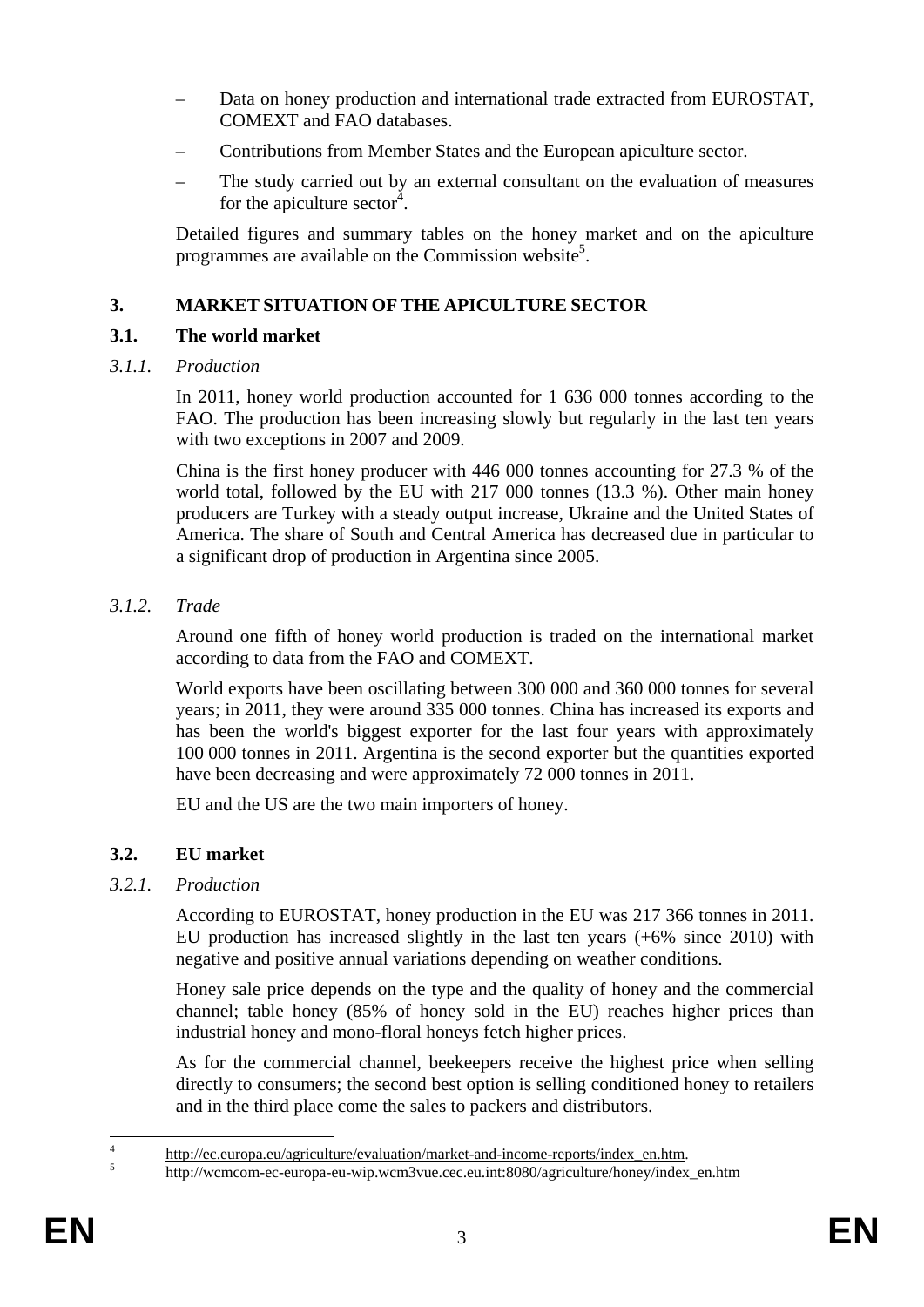- Data on honey production and international trade extracted from EUROSTAT, COMEXT and FAO databases.
- Contributions from Member States and the European apiculture sector.
- The study carried out by an external consultant on the evaluation of measures for the apiculture sector[4].

Detailed figures and summary tables on the honey market and on the apiculture programmes are available on the Commission website[5].

## 3. MARKET SITUATION OF THE APICULTURE SECTOR

### 3.1. The world market

#### *3.1.1. Production*

In 2011, honey world production accounted for 1 636 000 tonnes according to the FAO. The production has been increasing slowly but regularly in the last ten years with two exceptions in 2007 and 2009.

China is the first honey producer with 446 000 tonnes accounting for 27.3 % of the world total, followed by the EU with 217 000 tonnes (13.3 %). Other main honey producers are Turkey with a steady output increase, Ukraine and the United States of America. The share of South and Central America has decreased due in particular to a significant drop of production in Argentina since 2005.

#### *3.1.2. Trade*

Around one fifth of honey world production is traded on the international market according to data from the FAO and COMEXT.

World exports have been oscillating between 300 000 and 360 000 tonnes for several years; in 2011, they were around 335 000 tonnes. China has increased its exports and has been the world's biggest exporter for the last four years with approximately 100 000 tonnes in 2011. Argentina is the second exporter but the quantities exported have been decreasing and were approximately 72 000 tonnes in 2011.

EU and the US are the two main importers of honey.

### 3.2. EU market

#### *3.2.1. Production*

According to EUROSTAT, honey production in the EU was 217 366 tonnes in 2011. EU production has increased slightly in the last ten years (+6% since 2010) with negative and positive annual variations depending on weather conditions.

Honey sale price depends on the type and the quality of honey and the commercial channel; table honey (85% of honey sold in the EU) reaches higher prices than industrial honey and mono-floral honeys fetch higher prices.

As for the commercial channel, beekeepers receive the highest price when selling directly to consumers; the second best option is selling conditioned honey to retailers and in the third place come the sales to packers and distributors.

---

[4] http://ec.europa.eu/agriculture/evaluation/market-and-income-reports/index_en.htm.

[5] http://wcmcom-ec-europa-eu-wip.wcm3vue.cec.eu.int:8080/agriculture/honey/index_en.htm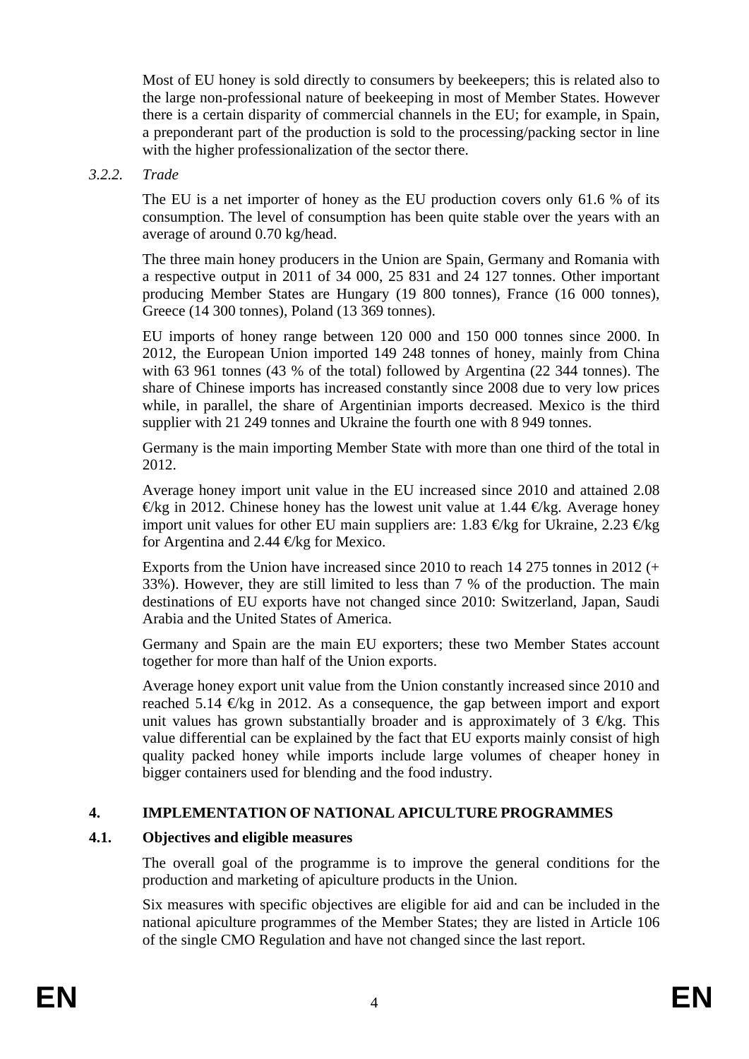Most of EU honey is sold directly to consumers by beekeepers; this is related also to the large non-professional nature of beekeeping in most of Member States. However there is a certain disparity of commercial channels in the EU; for example, in Spain, a preponderant part of the production is sold to the processing/packing sector in line with the higher professionalization of the sector there.

#### *3.2.2. Trade*

The EU is a net importer of honey as the EU production covers only 61.6 % of its consumption. The level of consumption has been quite stable over the years with an average of around 0.70 kg/head.

The three main honey producers in the Union are Spain, Germany and Romania with a respective output in 2011 of 34 000, 25 831 and 24 127 tonnes. Other important producing Member States are Hungary (19 800 tonnes), France (16 000 tonnes), Greece (14 300 tonnes), Poland (13 369 tonnes).

EU imports of honey range between 120 000 and 150 000 tonnes since 2000. In 2012, the European Union imported 149 248 tonnes of honey, mainly from China with 63 961 tonnes (43 % of the total) followed by Argentina (22 344 tonnes). The share of Chinese imports has increased constantly since 2008 due to very low prices while, in parallel, the share of Argentinian imports decreased. Mexico is the third supplier with 21 249 tonnes and Ukraine the fourth one with 8 949 tonnes.

Germany is the main importing Member State with more than one third of the total in 2012.

Average honey import unit value in the EU increased since 2010 and attained 2.08 €/kg in 2012. Chinese honey has the lowest unit value at 1.44 €/kg. Average honey import unit values for other EU main suppliers are: 1.83 €/kg for Ukraine, 2.23 €/kg for Argentina and 2.44 €/kg for Mexico.

Exports from the Union have increased since 2010 to reach 14 275 tonnes in 2012 (+ 33%). However, they are still limited to less than 7 % of the production. The main destinations of EU exports have not changed since 2010: Switzerland, Japan, Saudi Arabia and the United States of America.

Germany and Spain are the main EU exporters; these two Member States account together for more than half of the Union exports.

Average honey export unit value from the Union constantly increased since 2010 and reached 5.14 €/kg in 2012. As a consequence, the gap between import and export unit values has grown substantially broader and is approximately of 3 €/kg. This value differential can be explained by the fact that EU exports mainly consist of high quality packed honey while imports include large volumes of cheaper honey in bigger containers used for blending and the food industry.

## 4. IMPLEMENTATION OF NATIONAL APICULTURE PROGRAMMES

### 4.1. Objectives and eligible measures

The overall goal of the programme is to improve the general conditions for the production and marketing of apiculture products in the Union.

Six measures with specific objectives are eligible for aid and can be included in the national apiculture programmes of the Member States; they are listed in Article 106 of the single CMO Regulation and have not changed since the last report.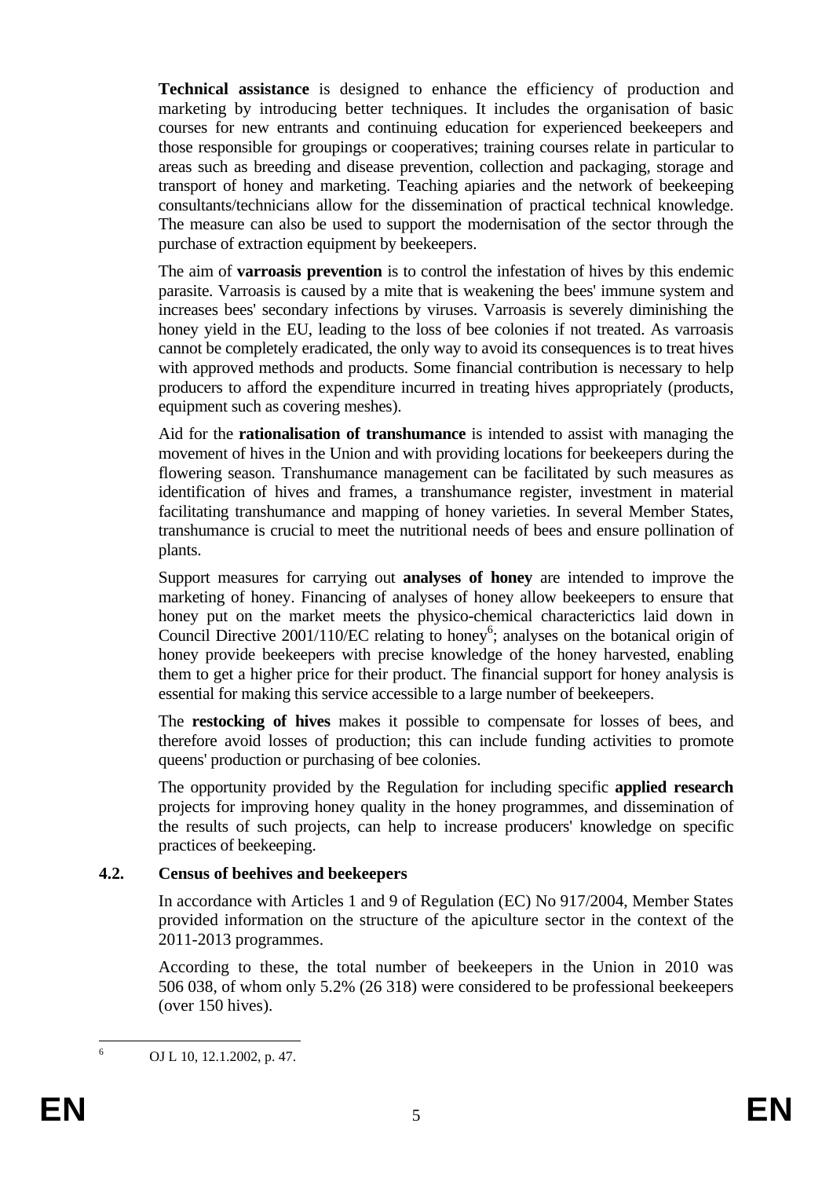**Technical assistance** is designed to enhance the efficiency of production and marketing by introducing better techniques. It includes the organisation of basic courses for new entrants and continuing education for experienced beekeepers and those responsible for groupings or cooperatives; training courses relate in particular to areas such as breeding and disease prevention, collection and packaging, storage and transport of honey and marketing. Teaching apiaries and the network of beekeeping consultants/technicians allow for the dissemination of practical technical knowledge. The measure can also be used to support the modernisation of the sector through the purchase of extraction equipment by beekeepers.

The aim of **varroasis prevention** is to control the infestation of hives by this endemic parasite. Varroasis is caused by a mite that is weakening the bees' immune system and increases bees' secondary infections by viruses. Varroasis is severely diminishing the honey yield in the EU, leading to the loss of bee colonies if not treated. As varroasis cannot be completely eradicated, the only way to avoid its consequences is to treat hives with approved methods and products. Some financial contribution is necessary to help producers to afford the expenditure incurred in treating hives appropriately (products, equipment such as covering meshes).

Aid for the **rationalisation of transhumance** is intended to assist with managing the movement of hives in the Union and with providing locations for beekeepers during the flowering season. Transhumance management can be facilitated by such measures as identification of hives and frames, a transhumance register, investment in material facilitating transhumance and mapping of honey varieties. In several Member States, transhumance is crucial to meet the nutritional needs of bees and ensure pollination of plants.

Support measures for carrying out **analyses of honey** are intended to improve the marketing of honey. Financing of analyses of honey allow beekeepers to ensure that honey put on the market meets the physico-chemical characterictics laid down in Council Directive 2001/110/EC relating to honey[6]; analyses on the botanical origin of honey provide beekeepers with precise knowledge of the honey harvested, enabling them to get a higher price for their product. The financial support for honey analysis is essential for making this service accessible to a large number of beekeepers.

The **restocking of hives** makes it possible to compensate for losses of bees, and therefore avoid losses of production; this can include funding activities to promote queens' production or purchasing of bee colonies.

The opportunity provided by the Regulation for including specific **applied research** projects for improving honey quality in the honey programmes, and dissemination of the results of such projects, can help to increase producers' knowledge on specific practices of beekeeping.

### 4.2. Census of beehives and beekeepers

In accordance with Articles 1 and 9 of Regulation (EC) No 917/2004, Member States provided information on the structure of the apiculture sector in the context of the 2011-2013 programmes.

According to these, the total number of beekeepers in the Union in 2010 was 506 038, of whom only 5.2% (26 318) were considered to be professional beekeepers (over 150 hives).

---

[6] OJ L 10, 12.1.2002, p. 47.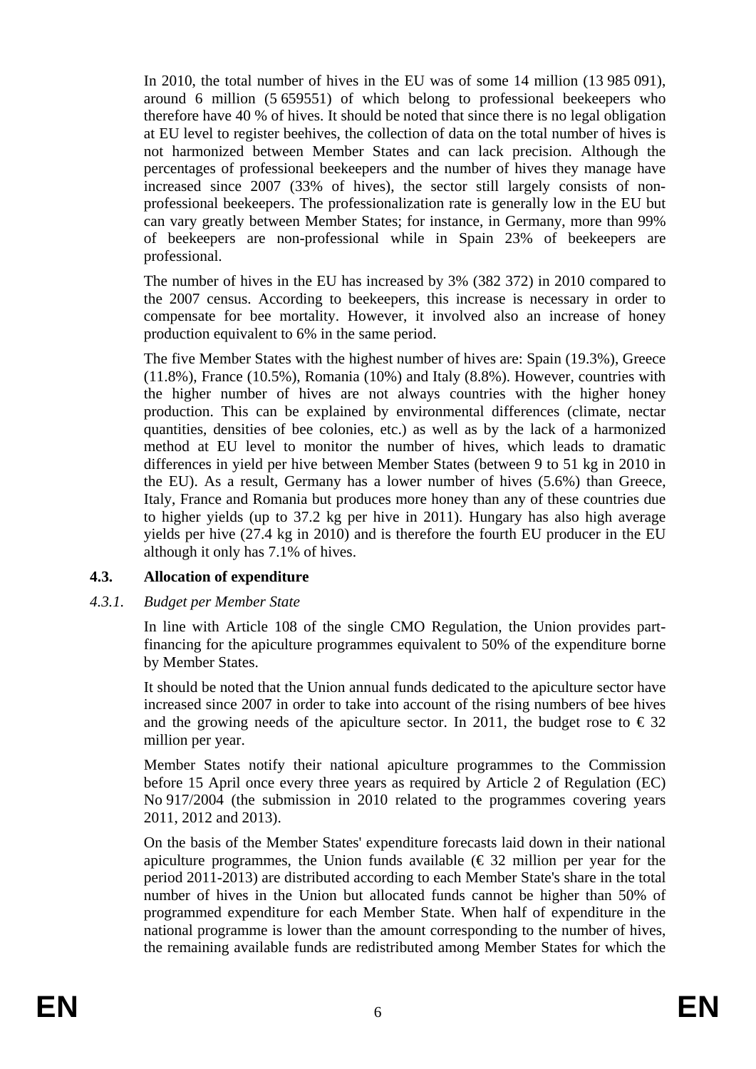In 2010, the total number of hives in the EU was of some 14 million (13 985 091), around 6 million (5 659551) of which belong to professional beekeepers who therefore have 40 % of hives. It should be noted that since there is no legal obligation at EU level to register beehives, the collection of data on the total number of hives is not harmonized between Member States and can lack precision. Although the percentages of professional beekeepers and the number of hives they manage have increased since 2007 (33% of hives), the sector still largely consists of non-professional beekeepers. The professionalization rate is generally low in the EU but can vary greatly between Member States; for instance, in Germany, more than 99% of beekeepers are non-professional while in Spain 23% of beekeepers are professional.

The number of hives in the EU has increased by 3% (382 372) in 2010 compared to the 2007 census. According to beekeepers, this increase is necessary in order to compensate for bee mortality. However, it involved also an increase of honey production equivalent to 6% in the same period.

The five Member States with the highest number of hives are: Spain (19.3%), Greece (11.8%), France (10.5%), Romania (10%) and Italy (8.8%). However, countries with the higher number of hives are not always countries with the higher honey production. This can be explained by environmental differences (climate, nectar quantities, densities of bee colonies, etc.) as well as by the lack of a harmonized method at EU level to monitor the number of hives, which leads to dramatic differences in yield per hive between Member States (between 9 to 51 kg in 2010 in the EU). As a result, Germany has a lower number of hives (5.6%) than Greece, Italy, France and Romania but produces more honey than any of these countries due to higher yields (up to 37.2 kg per hive in 2011). Hungary has also high average yields per hive (27.4 kg in 2010) and is therefore the fourth EU producer in the EU although it only has 7.1% of hives.

### 4.3. Allocation of expenditure

#### *4.3.1. Budget per Member State*

In line with Article 108 of the single CMO Regulation, the Union provides part-financing for the apiculture programmes equivalent to 50% of the expenditure borne by Member States.

It should be noted that the Union annual funds dedicated to the apiculture sector have increased since 2007 in order to take into account of the rising numbers of bee hives and the growing needs of the apiculture sector. In 2011, the budget rose to € 32 million per year.

Member States notify their national apiculture programmes to the Commission before 15 April once every three years as required by Article 2 of Regulation (EC) No 917/2004 (the submission in 2010 related to the programmes covering years 2011, 2012 and 2013).

On the basis of the Member States' expenditure forecasts laid down in their national apiculture programmes, the Union funds available (€ 32 million per year for the period 2011-2013) are distributed according to each Member State's share in the total number of hives in the Union but allocated funds cannot be higher than 50% of programmed expenditure for each Member State. When half of expenditure in the national programme is lower than the amount corresponding to the number of hives, the remaining available funds are redistributed among Member States for which the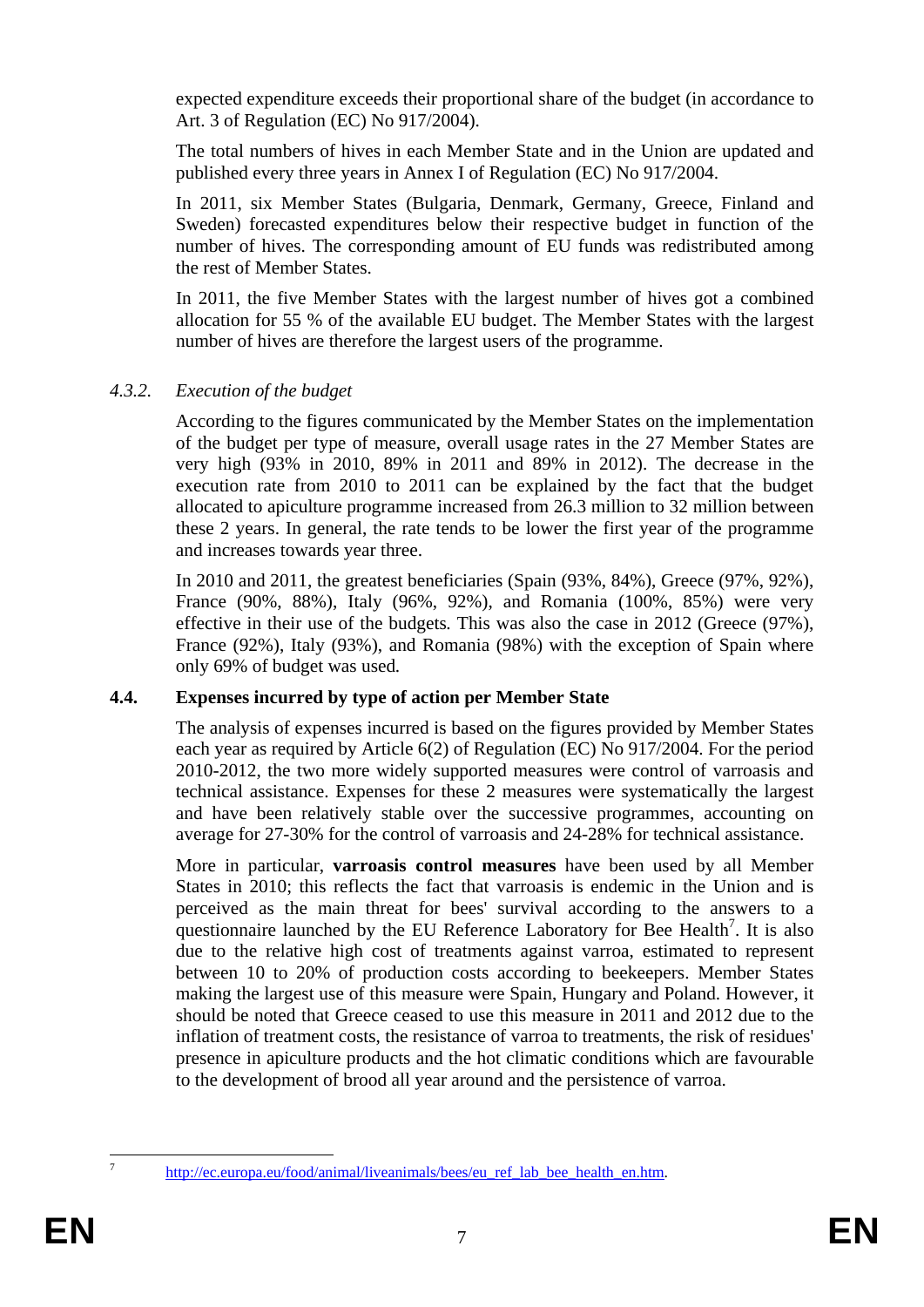expected expenditure exceeds their proportional share of the budget (in accordance to Art. 3 of Regulation (EC) No 917/2004).

The total numbers of hives in each Member State and in the Union are updated and published every three years in Annex I of Regulation (EC) No 917/2004.

In 2011, six Member States (Bulgaria, Denmark, Germany, Greece, Finland and Sweden) forecasted expenditures below their respective budget in function of the number of hives. The corresponding amount of EU funds was redistributed among the rest of Member States.

In 2011, the five Member States with the largest number of hives got a combined allocation for 55 % of the available EU budget. The Member States with the largest number of hives are therefore the largest users of the programme.

#### 4.3.2. *Execution of the budget*

According to the figures communicated by the Member States on the implementation of the budget per type of measure, overall usage rates in the 27 Member States are very high (93% in 2010, 89% in 2011 and 89% in 2012). The decrease in the execution rate from 2010 to 2011 can be explained by the fact that the budget allocated to apiculture programme increased from 26.3 million to 32 million between these 2 years. In general, the rate tends to be lower the first year of the programme and increases towards year three.

In 2010 and 2011, the greatest beneficiaries (Spain (93%, 84%), Greece (97%, 92%), France (90%, 88%), Italy (96%, 92%), and Romania (100%, 85%) were very effective in their use of the budgets. This was also the case in 2012 (Greece (97%), France (92%), Italy (93%), and Romania (98%) with the exception of Spain where only 69% of budget was used.

### 4.4. Expenses incurred by type of action per Member State

The analysis of expenses incurred is based on the figures provided by Member States each year as required by Article 6(2) of Regulation (EC) No 917/2004. For the period 2010-2012, the two more widely supported measures were control of varroasis and technical assistance. Expenses for these 2 measures were systematically the largest and have been relatively stable over the successive programmes, accounting on average for 27-30% for the control of varroasis and 24-28% for technical assistance.

More in particular, **varroasis control measures** have been used by all Member States in 2010; this reflects the fact that varroasis is endemic in the Union and is perceived as the main threat for bees' survival according to the answers to a questionnaire launched by the EU Reference Laboratory for Bee Health[7]. It is also due to the relative high cost of treatments against varroa, estimated to represent between 10 to 20% of production costs according to beekeepers. Member States making the largest use of this measure were Spain, Hungary and Poland. However, it should be noted that Greece ceased to use this measure in 2011 and 2012 due to the inflation of treatment costs, the resistance of varroa to treatments, the risk of residues' presence in apiculture products and the hot climatic conditions which are favourable to the development of brood all year around and the persistence of varroa.

---

[7] http://ec.europa.eu/food/animal/liveanimals/bees/eu_ref_lab_bee_health_en.htm.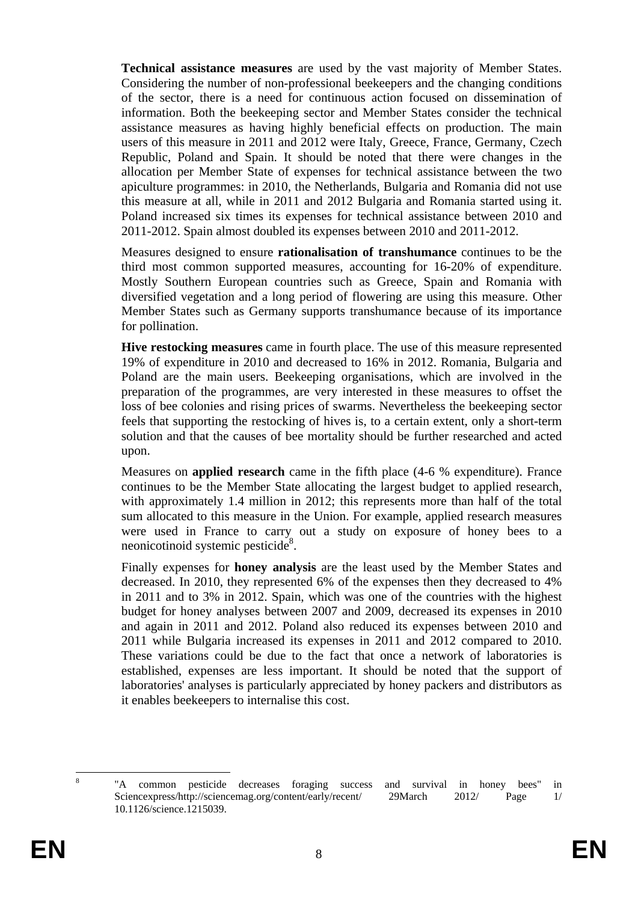**Technical assistance measures** are used by the vast majority of Member States. Considering the number of non-professional beekeepers and the changing conditions of the sector, there is a need for continuous action focused on dissemination of information. Both the beekeeping sector and Member States consider the technical assistance measures as having highly beneficial effects on production. The main users of this measure in 2011 and 2012 were Italy, Greece, France, Germany, Czech Republic, Poland and Spain. It should be noted that there were changes in the allocation per Member State of expenses for technical assistance between the two apiculture programmes: in 2010, the Netherlands, Bulgaria and Romania did not use this measure at all, while in 2011 and 2012 Bulgaria and Romania started using it. Poland increased six times its expenses for technical assistance between 2010 and 2011-2012. Spain almost doubled its expenses between 2010 and 2011-2012.

Measures designed to ensure **rationalisation of transhumance** continues to be the third most common supported measures, accounting for 16-20% of expenditure. Mostly Southern European countries such as Greece, Spain and Romania with diversified vegetation and a long period of flowering are using this measure. Other Member States such as Germany supports transhumance because of its importance for pollination.

**Hive restocking measures** came in fourth place. The use of this measure represented 19% of expenditure in 2010 and decreased to 16% in 2012. Romania, Bulgaria and Poland are the main users. Beekeeping organisations, which are involved in the preparation of the programmes, are very interested in these measures to offset the loss of bee colonies and rising prices of swarms. Nevertheless the beekeeping sector feels that supporting the restocking of hives is, to a certain extent, only a short-term solution and that the causes of bee mortality should be further researched and acted upon.

Measures on **applied research** came in the fifth place (4-6 % expenditure). France continues to be the Member State allocating the largest budget to applied research, with approximately 1.4 million in 2012; this represents more than half of the total sum allocated to this measure in the Union. For example, applied research measures were used in France to carry out a study on exposure of honey bees to a neonicotinoid systemic pesticide[8].

Finally expenses for **honey analysis** are the least used by the Member States and decreased. In 2010, they represented 6% of the expenses then they decreased to 4% in 2011 and to 3% in 2012. Spain, which was one of the countries with the highest budget for honey analyses between 2007 and 2009, decreased its expenses in 2010 and again in 2011 and 2012. Poland also reduced its expenses between 2010 and 2011 while Bulgaria increased its expenses in 2011 and 2012 compared to 2010. These variations could be due to the fact that once a network of laboratories is established, expenses are less important. It should be noted that the support of laboratories' analyses is particularly appreciated by honey packers and distributors as it enables beekeepers to internalise this cost.

---

[8] "A common pesticide decreases foraging success and survival in honey bees" in Sciencexpress/http://sciencemag.org/content/early/recent/ 29March 2012/ Page 1/ 10.1126/science.1215039.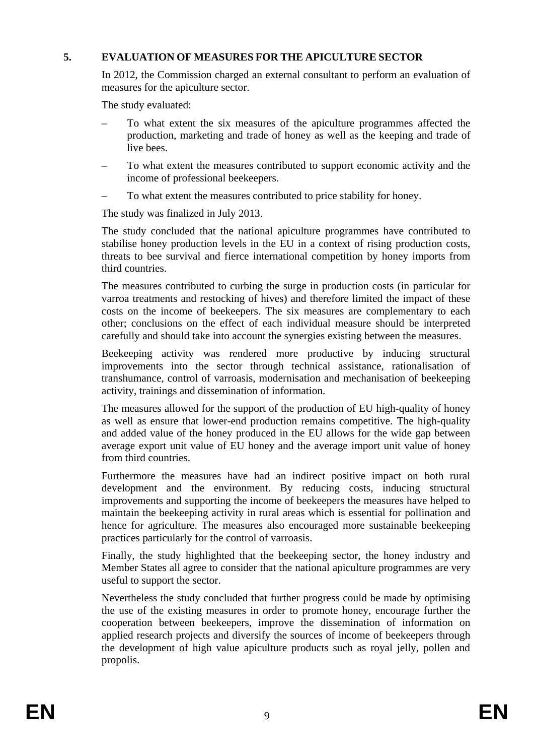## 5. EVALUATION OF MEASURES FOR THE APICULTURE SECTOR

In 2012, the Commission charged an external consultant to perform an evaluation of measures for the apiculture sector.

The study evaluated:

- To what extent the six measures of the apiculture programmes affected the production, marketing and trade of honey as well as the keeping and trade of live bees.
- To what extent the measures contributed to support economic activity and the income of professional beekeepers.
- To what extent the measures contributed to price stability for honey.

The study was finalized in July 2013.

The study concluded that the national apiculture programmes have contributed to stabilise honey production levels in the EU in a context of rising production costs, threats to bee survival and fierce international competition by honey imports from third countries.

The measures contributed to curbing the surge in production costs (in particular for varroa treatments and restocking of hives) and therefore limited the impact of these costs on the income of beekeepers. The six measures are complementary to each other; conclusions on the effect of each individual measure should be interpreted carefully and should take into account the synergies existing between the measures.

Beekeeping activity was rendered more productive by inducing structural improvements into the sector through technical assistance, rationalisation of transhumance, control of varroasis, modernisation and mechanisation of beekeeping activity, trainings and dissemination of information.

The measures allowed for the support of the production of EU high-quality of honey as well as ensure that lower-end production remains competitive. The high-quality and added value of the honey produced in the EU allows for the wide gap between average export unit value of EU honey and the average import unit value of honey from third countries.

Furthermore the measures have had an indirect positive impact on both rural development and the environment. By reducing costs, inducing structural improvements and supporting the income of beekeepers the measures have helped to maintain the beekeeping activity in rural areas which is essential for pollination and hence for agriculture. The measures also encouraged more sustainable beekeeping practices particularly for the control of varroasis.

Finally, the study highlighted that the beekeeping sector, the honey industry and Member States all agree to consider that the national apiculture programmes are very useful to support the sector.

Nevertheless the study concluded that further progress could be made by optimising the use of the existing measures in order to promote honey, encourage further the cooperation between beekeepers, improve the dissemination of information on applied research projects and diversify the sources of income of beekeepers through the development of high value apiculture products such as royal jelly, pollen and propolis.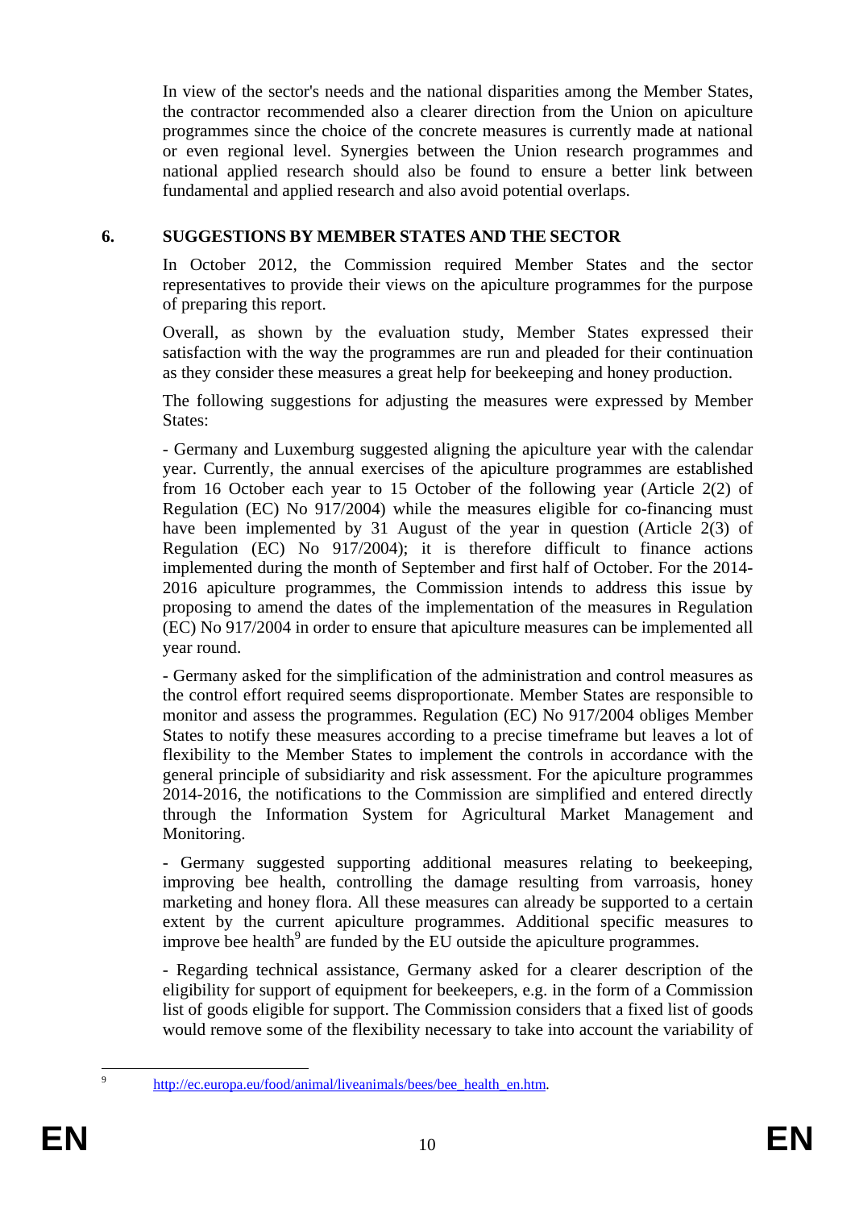In view of the sector's needs and the national disparities among the Member States, the contractor recommended also a clearer direction from the Union on apiculture programmes since the choice of the concrete measures is currently made at national or even regional level. Synergies between the Union research programmes and national applied research should also be found to ensure a better link between fundamental and applied research and also avoid potential overlaps.

## 6. SUGGESTIONS BY MEMBER STATES AND THE SECTOR

In October 2012, the Commission required Member States and the sector representatives to provide their views on the apiculture programmes for the purpose of preparing this report.

Overall, as shown by the evaluation study, Member States expressed their satisfaction with the way the programmes are run and pleaded for their continuation as they consider these measures a great help for beekeeping and honey production.

The following suggestions for adjusting the measures were expressed by Member States:

- Germany and Luxemburg suggested aligning the apiculture year with the calendar year. Currently, the annual exercises of the apiculture programmes are established from 16 October each year to 15 October of the following year (Article 2(2) of Regulation (EC) No 917/2004) while the measures eligible for co-financing must have been implemented by 31 August of the year in question (Article 2(3) of Regulation (EC) No 917/2004); it is therefore difficult to finance actions implemented during the month of September and first half of October. For the 2014-2016 apiculture programmes, the Commission intends to address this issue by proposing to amend the dates of the implementation of the measures in Regulation (EC) No 917/2004 in order to ensure that apiculture measures can be implemented all year round.

- Germany asked for the simplification of the administration and control measures as the control effort required seems disproportionate. Member States are responsible to monitor and assess the programmes. Regulation (EC) No 917/2004 obliges Member States to notify these measures according to a precise timeframe but leaves a lot of flexibility to the Member States to implement the controls in accordance with the general principle of subsidiarity and risk assessment. For the apiculture programmes 2014-2016, the notifications to the Commission are simplified and entered directly through the Information System for Agricultural Market Management and Monitoring.

- Germany suggested supporting additional measures relating to beekeeping, improving bee health, controlling the damage resulting from varroasis, honey marketing and honey flora. All these measures can already be supported to a certain extent by the current apiculture programmes. Additional specific measures to improve bee health[9] are funded by the EU outside the apiculture programmes.

- Regarding technical assistance, Germany asked for a clearer description of the eligibility for support of equipment for beekeepers, e.g. in the form of a Commission list of goods eligible for support. The Commission considers that a fixed list of goods would remove some of the flexibility necessary to take into account the variability of

---

[9] http://ec.europa.eu/food/animal/liveanimals/bees/bee_health_en.htm.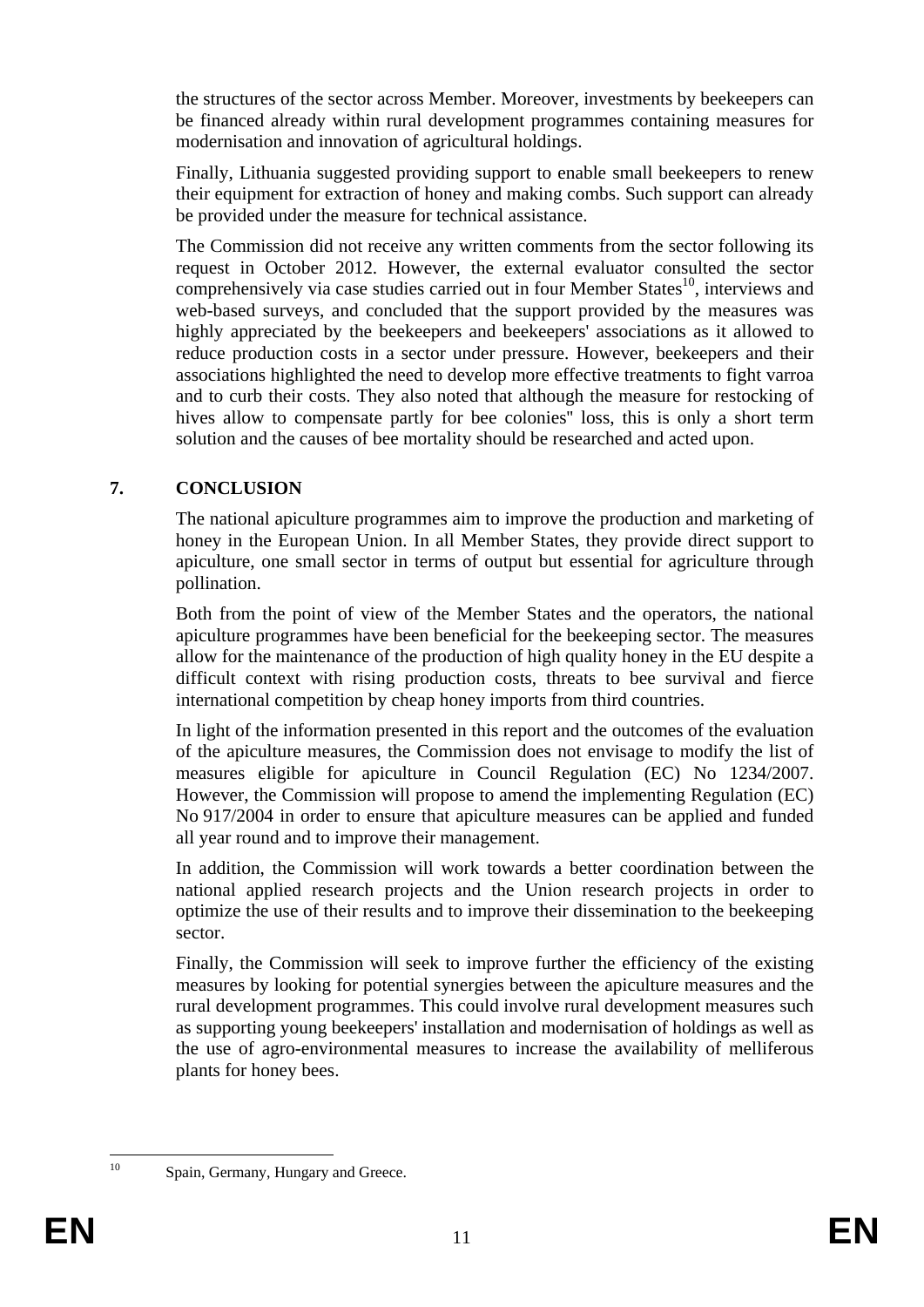the structures of the sector across Member. Moreover, investments by beekeepers can be financed already within rural development programmes containing measures for modernisation and innovation of agricultural holdings.

Finally, Lithuania suggested providing support to enable small beekeepers to renew their equipment for extraction of honey and making combs. Such support can already be provided under the measure for technical assistance.

The Commission did not receive any written comments from the sector following its request in October 2012. However, the external evaluator consulted the sector comprehensively via case studies carried out in four Member States[10], interviews and web-based surveys, and concluded that the support provided by the measures was highly appreciated by the beekeepers and beekeepers' associations as it allowed to reduce production costs in a sector under pressure. However, beekeepers and their associations highlighted the need to develop more effective treatments to fight varroa and to curb their costs. They also noted that although the measure for restocking of hives allow to compensate partly for bee colonies'' loss, this is only a short term solution and the causes of bee mortality should be researched and acted upon.

## 7. CONCLUSION

The national apiculture programmes aim to improve the production and marketing of honey in the European Union. In all Member States, they provide direct support to apiculture, one small sector in terms of output but essential for agriculture through pollination.

Both from the point of view of the Member States and the operators, the national apiculture programmes have been beneficial for the beekeeping sector. The measures allow for the maintenance of the production of high quality honey in the EU despite a difficult context with rising production costs, threats to bee survival and fierce international competition by cheap honey imports from third countries.

In light of the information presented in this report and the outcomes of the evaluation of the apiculture measures, the Commission does not envisage to modify the list of measures eligible for apiculture in Council Regulation (EC) No 1234/2007. However, the Commission will propose to amend the implementing Regulation (EC) No 917/2004 in order to ensure that apiculture measures can be applied and funded all year round and to improve their management.

In addition, the Commission will work towards a better coordination between the national applied research projects and the Union research projects in order to optimize the use of their results and to improve their dissemination to the beekeeping sector.

Finally, the Commission will seek to improve further the efficiency of the existing measures by looking for potential synergies between the apiculture measures and the rural development programmes. This could involve rural development measures such as supporting young beekeepers' installation and modernisation of holdings as well as the use of agro-environmental measures to increase the availability of melliferous plants for honey bees.

[10] Spain, Germany, Hungary and Greece.